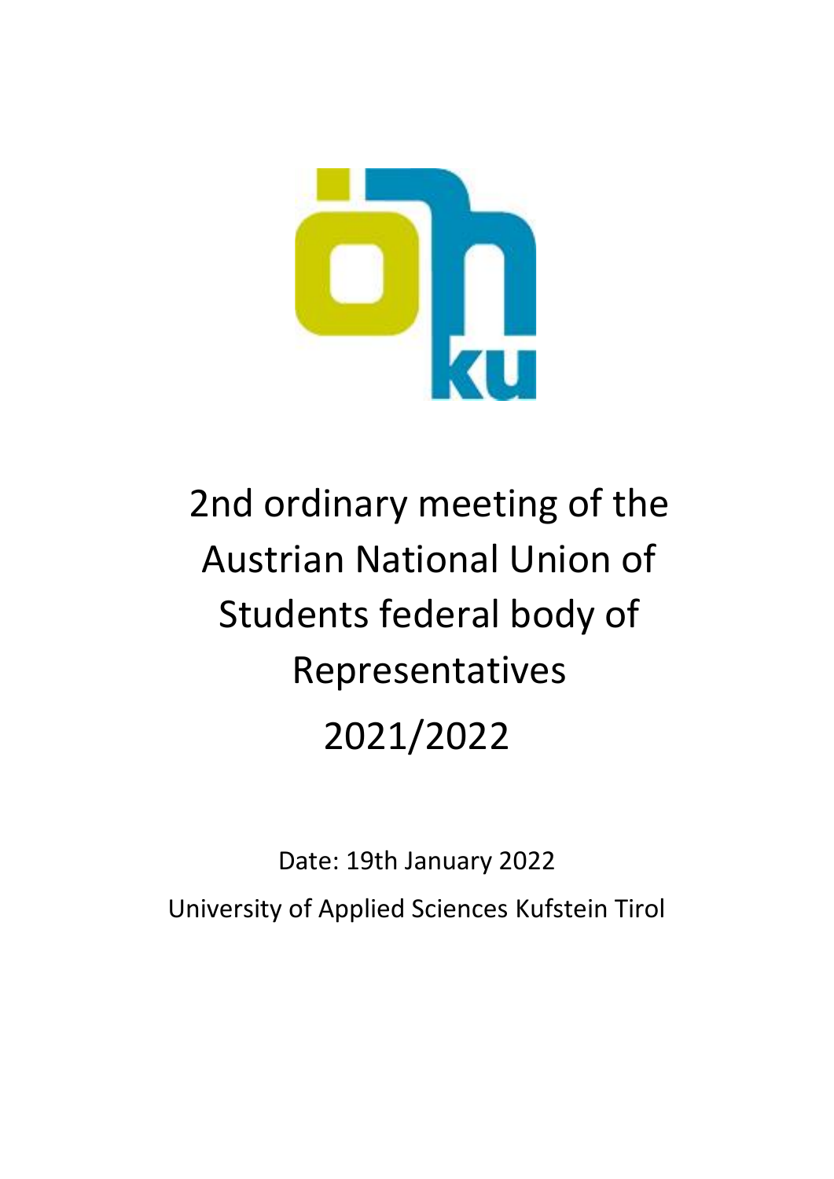# 2nd ordinary meeting of the Austrian National Union of Students federal body of Representatives 2021/2022

Date: 19th January 2022

University of Applied Sciences Kufstein Tirol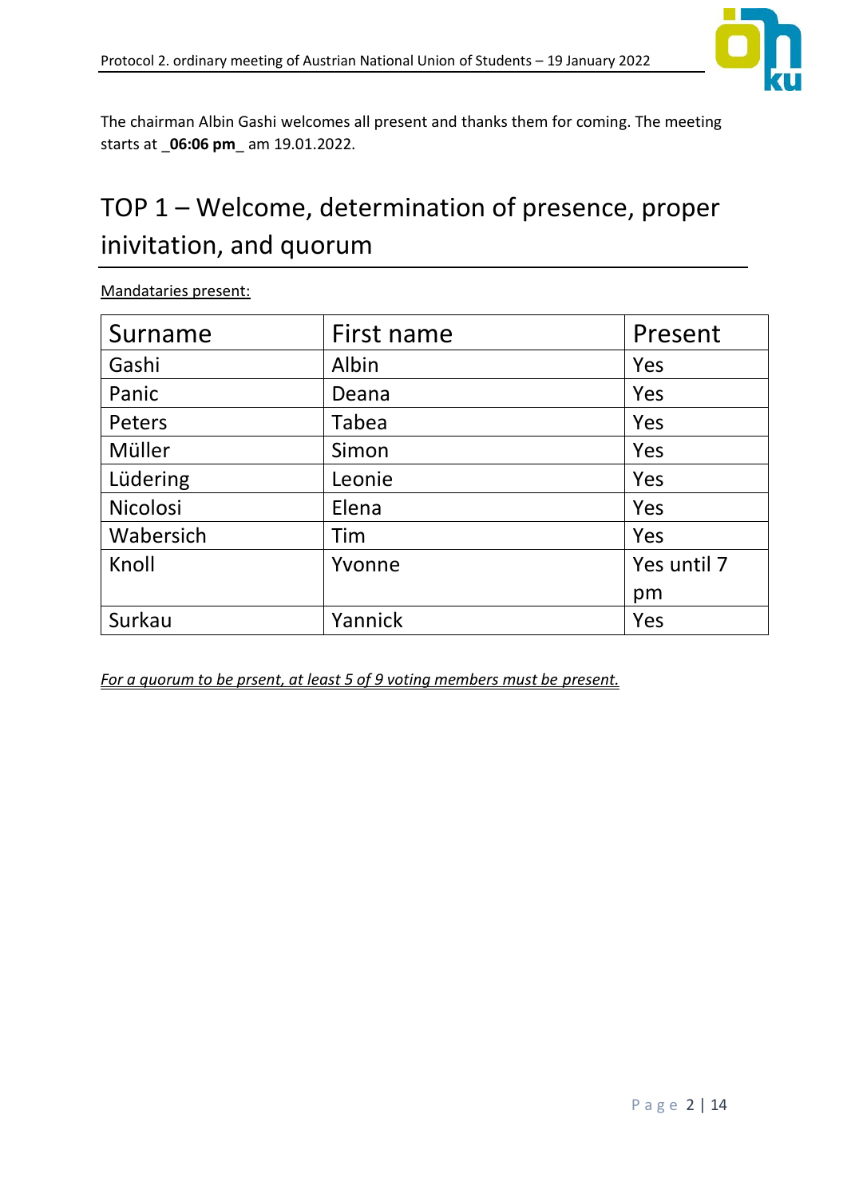The chairman Albin Gashi welcomes all present and thanks them for coming. The meeting starts at _**06:06 pm**_ am 19.01.2022.

# TOP 1 – Welcome, determination of presence, proper inivitation, and quorum

Mandataries present:

| Surname | First name | Present |
|---|---|---|
| Gashi | Albin | Yes |
| Panic | Deana | Yes |
| Peters | Tabea | Yes |
| Müller | Simon | Yes |
| Lüdering | Leonie | Yes |
| Nicolosi | Elena | Yes |
| Wabersich | Tim | Yes |
| Knoll | Yvonne | Yes until 7 pm |
| Surkau | Yannick | Yes |

*For a quorum to be prsent, at least 5 of 9 voting members must be present.*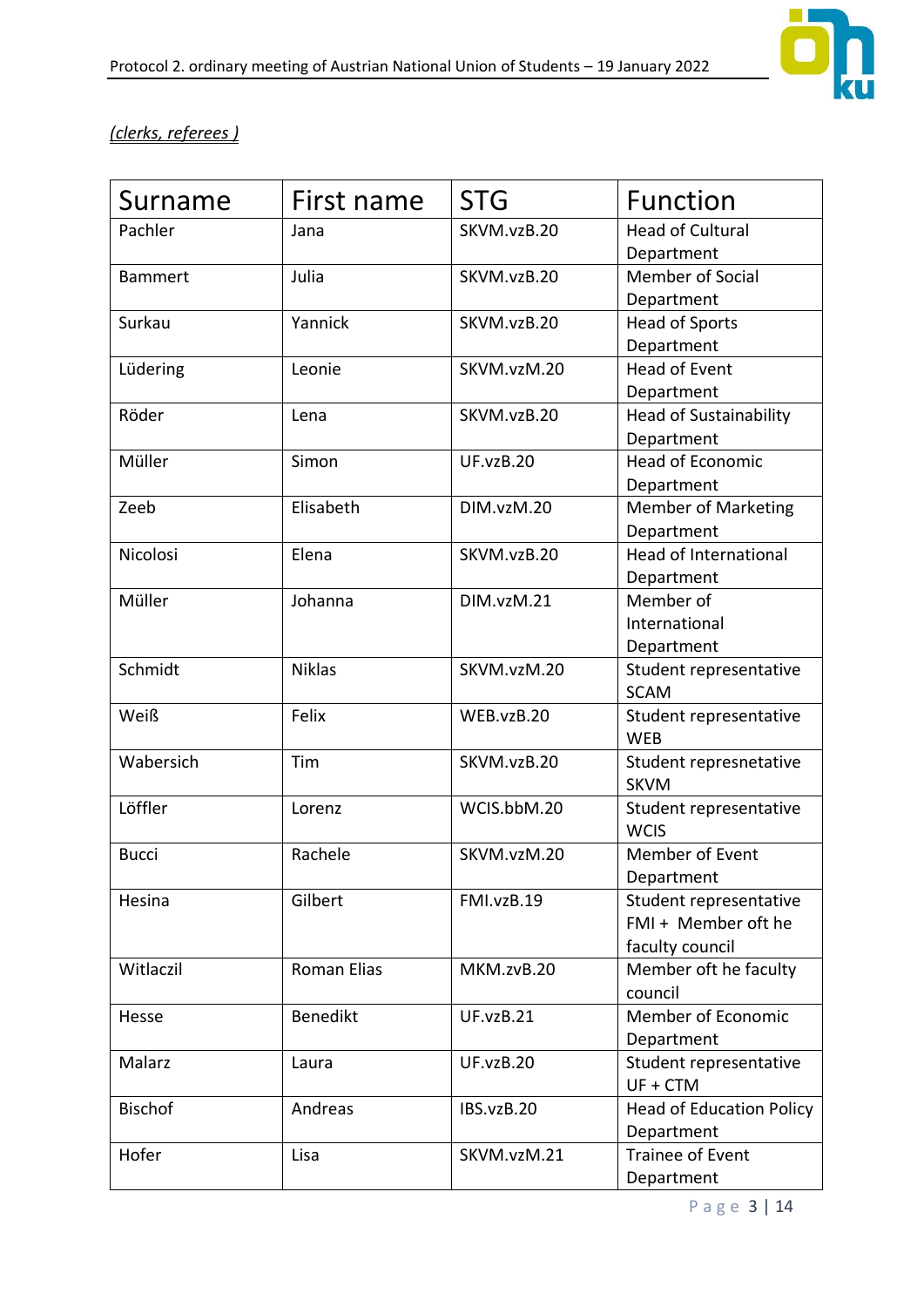*(clerks, referees )*

| Surname | First name | STG | Function |
| --- | --- | --- | --- |
| Pachler | Jana | SKVM.vzB.20 | Head of Cultural Department |
| Bammert | Julia | SKVM.vzB.20 | Member of Social Department |
| Surkau | Yannick | SKVM.vzB.20 | Head of Sports Department |
| Lüdering | Leonie | SKVM.vzM.20 | Head of Event Department |
| Röder | Lena | SKVM.vzB.20 | Head of Sustainability Department |
| Müller | Simon | UF.vzB.20 | Head of Economic Department |
| Zeeb | Elisabeth | DIM.vzM.20 | Member of Marketing Department |
| Nicolosi | Elena | SKVM.vzB.20 | Head of International Department |
| Müller | Johanna | DIM.vzM.21 | Member of International Department |
| Schmidt | Niklas | SKVM.vzM.20 | Student representative SCAM |
| Weiß | Felix | WEB.vzB.20 | Student representative WEB |
| Wabersich | Tim | SKVM.vzB.20 | Student represnetative SKVM |
| Löffler | Lorenz | WCIS.bbM.20 | Student representative WCIS |
| Bucci | Rachele | SKVM.vzM.20 | Member of Event Department |
| Hesina | Gilbert | FMI.vzB.19 | Student representative FMI + Member oft he faculty council |
| Witlaczil | Roman Elias | MKM.zvB.20 | Member oft he faculty council |
| Hesse | Benedikt | UF.vzB.21 | Member of Economic Department |
| Malarz | Laura | UF.vzB.20 | Student representative UF + CTM |
| Bischof | Andreas | IBS.vzB.20 | Head of Education Policy Department |
| Hofer | Lisa | SKVM.vzM.21 | Trainee of Event Department |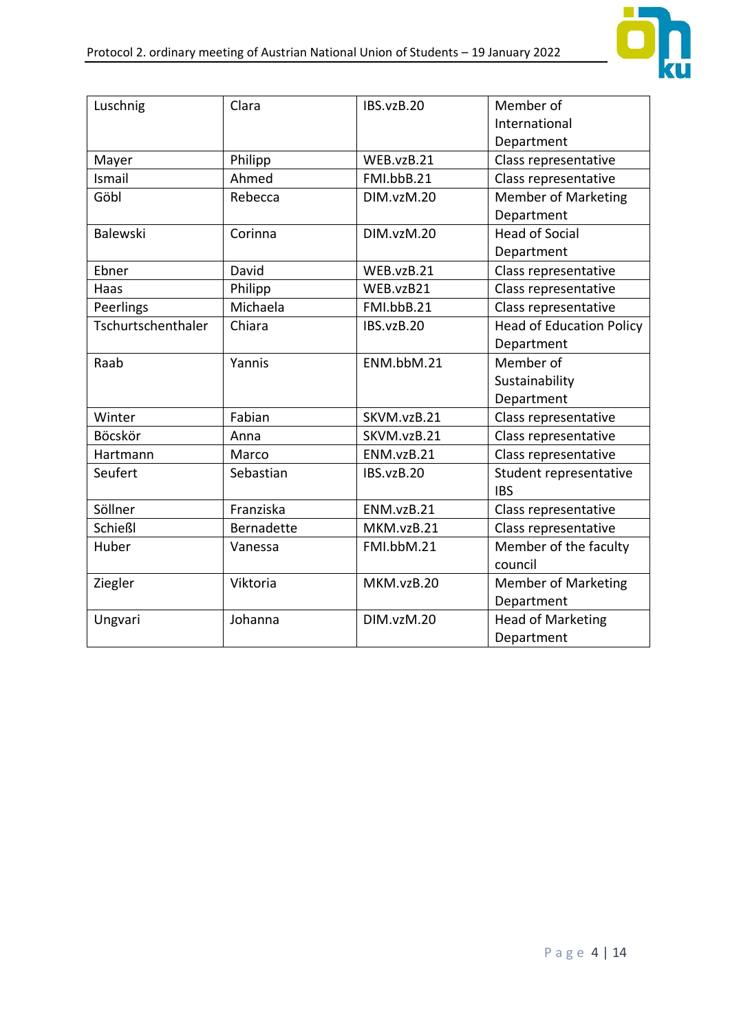| Luschnig | Clara | IBS.vzB.20 | Member of International Department |
|---|---|---|---|
| Mayer | Philipp | WEB.vzB.21 | Class representative |
| Ismail | Ahmed | FMI.bbB.21 | Class representative |
| Göbl | Rebecca | DIM.vzM.20 | Member of Marketing Department |
| Balewski | Corinna | DIM.vzM.20 | Head of Social Department |
| Ebner | David | WEB.vzB.21 | Class representative |
| Haas | Philipp | WEB.vzB21 | Class representative |
| Peerlings | Michaela | FMI.bbB.21 | Class representative |
| Tschurtschenthaler | Chiara | IBS.vzB.20 | Head of Education Policy Department |
| Raab | Yannis | ENM.bbM.21 | Member of Sustainability Department |
| Winter | Fabian | SKVM.vzB.21 | Class representative |
| Böcskör | Anna | SKVM.vzB.21 | Class representative |
| Hartmann | Marco | ENM.vzB.21 | Class representative |
| Seufert | Sebastian | IBS.vzB.20 | Student representative IBS |
| Söllner | Franziska | ENM.vzB.21 | Class representative |
| Schießl | Bernadette | MKM.vzB.21 | Class representative |
| Huber | Vanessa | FMI.bbM.21 | Member of the faculty council |
| Ziegler | Viktoria | MKM.vzB.20 | Member of Marketing Department |
| Ungvari | Johanna | DIM.vzM.20 | Head of Marketing Department |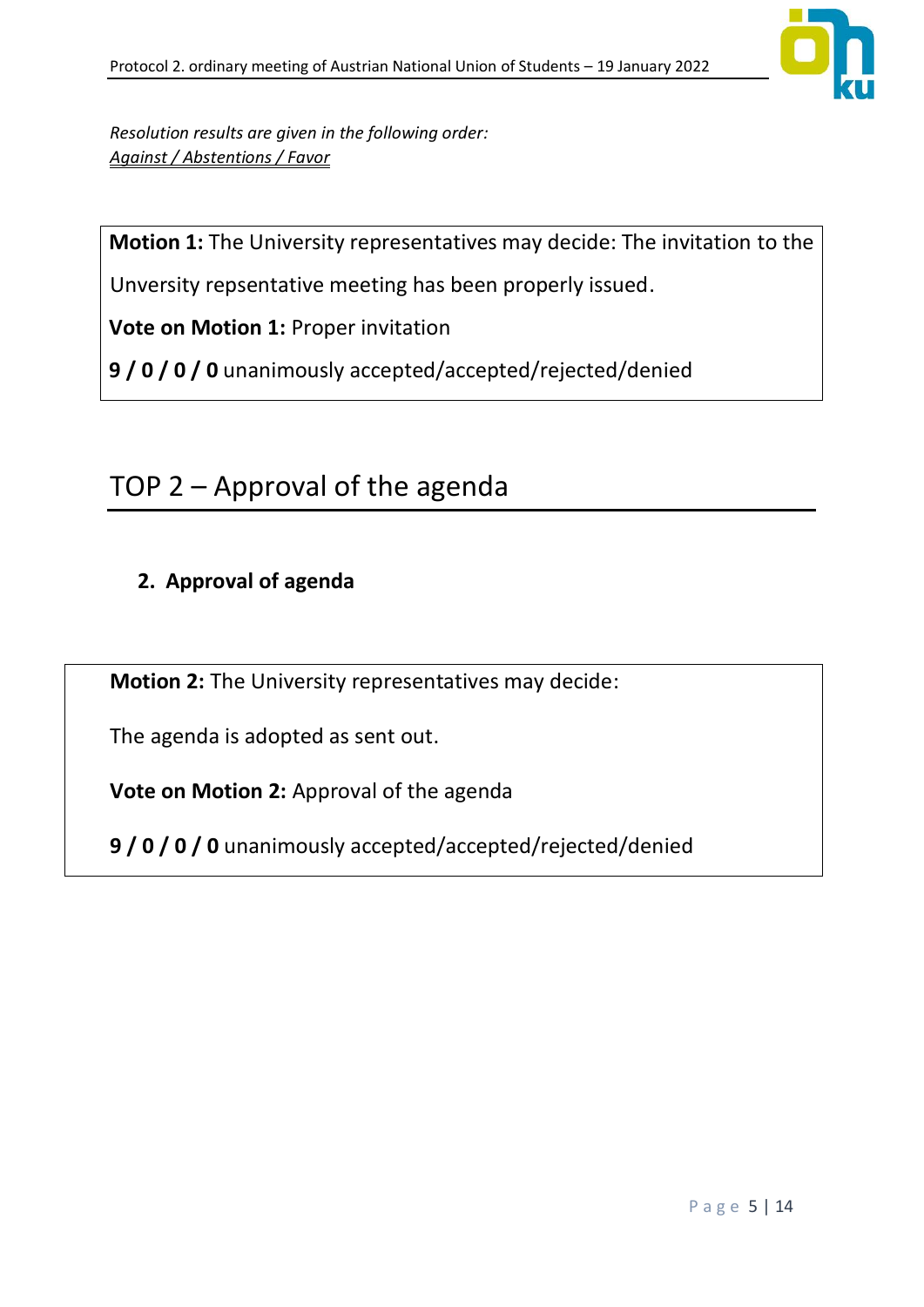*Resolution results are given in the following order:*
*Against / Abstentions / Favor*

**Motion 1:** The University representatives may decide: The invitation to the Unversity repsentative meeting has been properly issued.

**Vote on Motion 1:** Proper invitation

**9 / 0 / 0 / 0** unanimously accepted/accepted/rejected/denied

# TOP 2 – Approval of the agenda

2. **Approval of agenda**

**Motion 2:** The University representatives may decide:

The agenda is adopted as sent out.

**Vote on Motion 2:** Approval of the agenda

**9 / 0 / 0 / 0** unanimously accepted/accepted/rejected/denied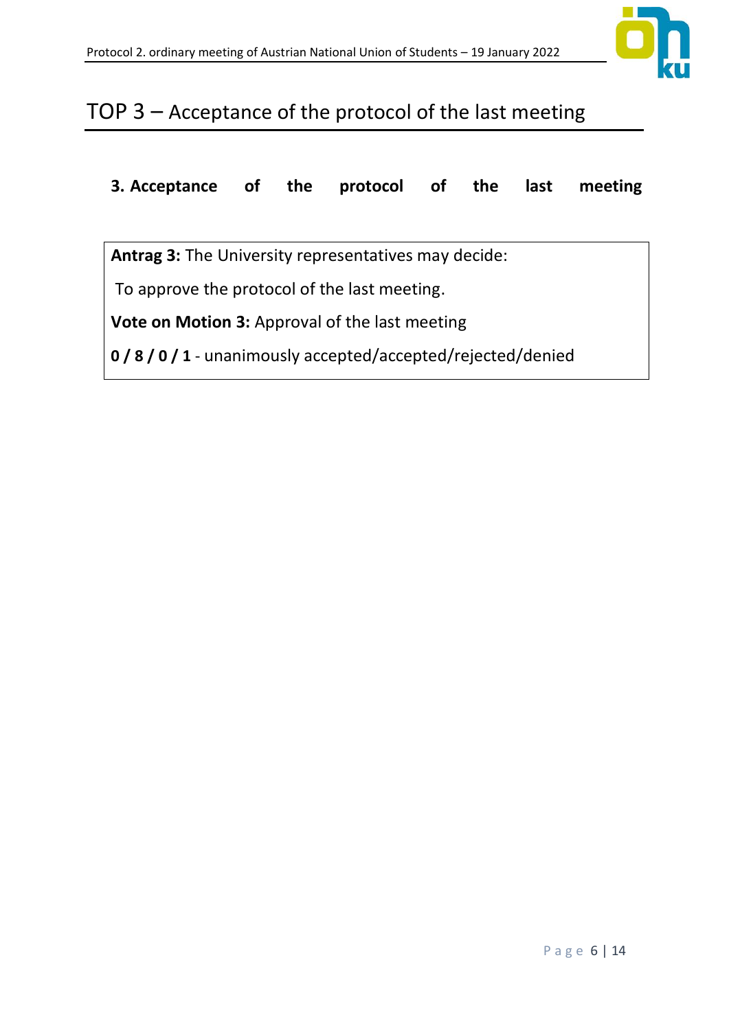# TOP 3 – Acceptance of the protocol of the last meeting

**3. Acceptance of the protocol of the last meeting**

**Antrag 3:** The University representatives may decide:

To approve the protocol of the last meeting.

**Vote on Motion 3:** Approval of the last meeting

**0 / 8 / 0 / 1** - unanimously accepted/accepted/rejected/denied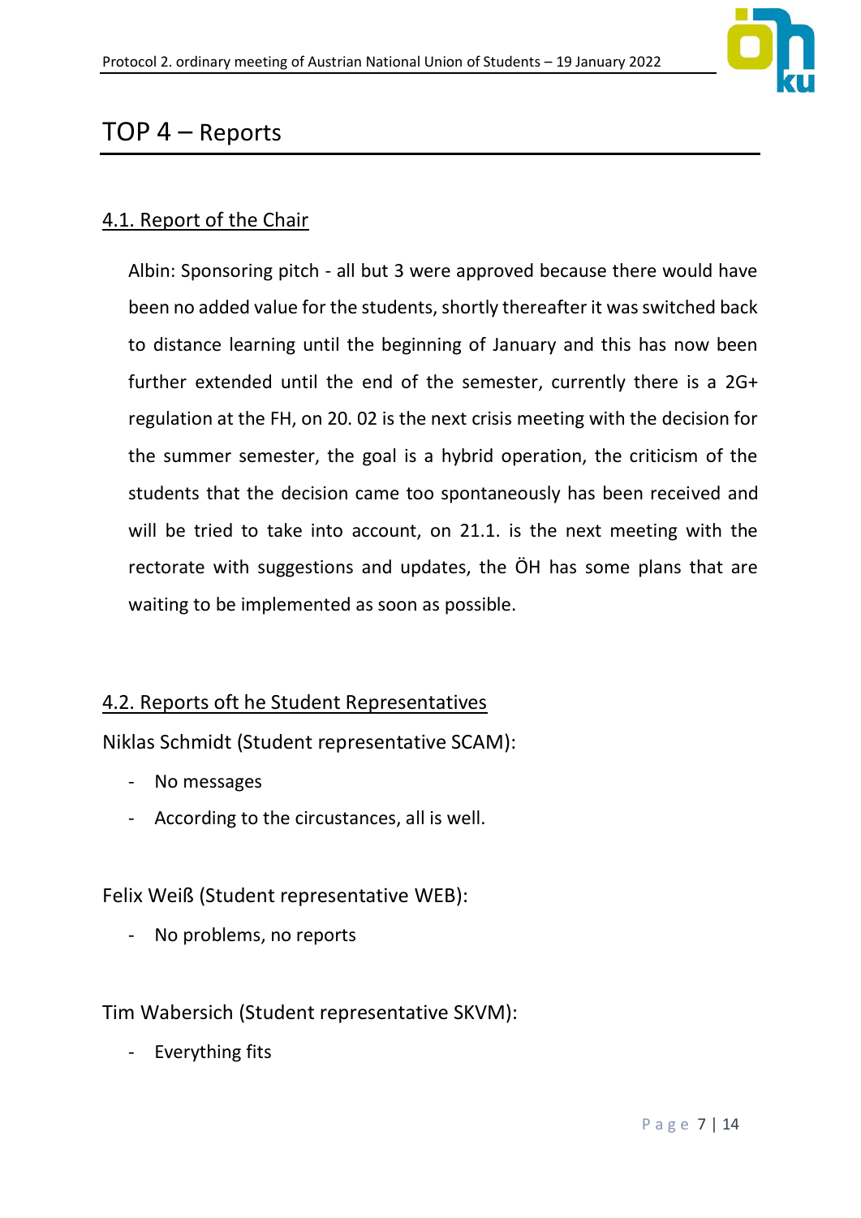# TOP 4 – Reports

## 4.1. Report of the Chair

Albin: Sponsoring pitch - all but 3 were approved because there would have been no added value for the students, shortly thereafter it was switched back to distance learning until the beginning of January and this has now been further extended until the end of the semester, currently there is a 2G+ regulation at the FH, on 20. 02 is the next crisis meeting with the decision for the summer semester, the goal is a hybrid operation, the criticism of the students that the decision came too spontaneously has been received and will be tried to take into account, on 21.1. is the next meeting with the rectorate with suggestions and updates, the ÖH has some plans that are waiting to be implemented as soon as possible.

## 4.2. Reports oft he Student Representatives

Niklas Schmidt (Student representative SCAM):

- No messages
- According to the circustances, all is well.

Felix Weiß (Student representative WEB):

- No problems, no reports

Tim Wabersich (Student representative SKVM):

- Everything fits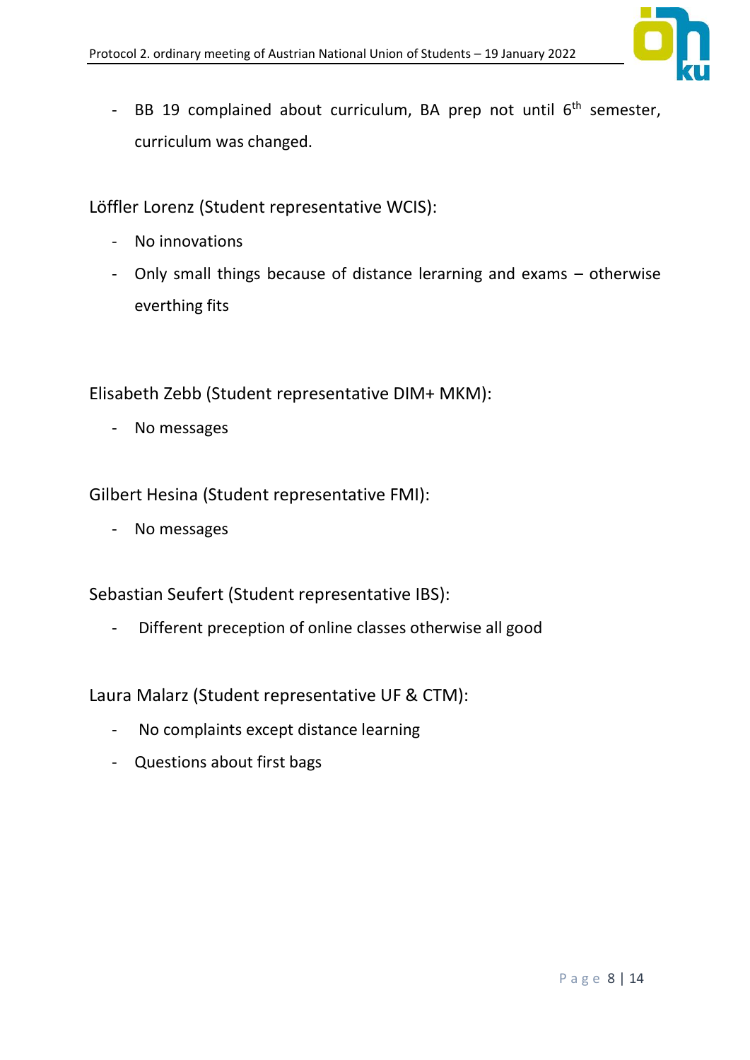- BB 19 complained about curriculum, BA prep not until 6th semester, curriculum was changed.

Löffler Lorenz (Student representative WCIS):

- No innovations
- Only small things because of distance lerarning and exams – otherwise everthing fits

Elisabeth Zebb (Student representative DIM+ MKM):

- No messages

Gilbert Hesina (Student representative FMI):

- No messages

Sebastian Seufert (Student representative IBS):

- Different preception of online classes otherwise all good

Laura Malarz (Student representative UF & CTM):

- No complaints except distance learning
- Questions about first bags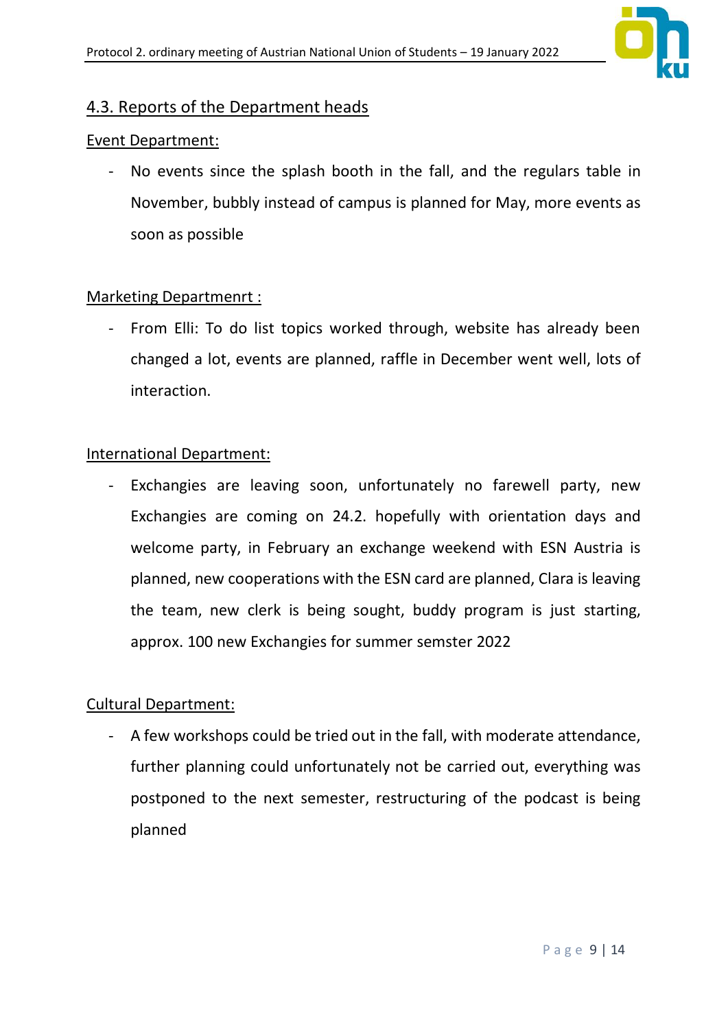## 4.3. Reports of the Department heads

Event Department:

- No events since the splash booth in the fall, and the regulars table in November, bubbly instead of campus is planned for May, more events as soon as possible

Marketing Departmenrt :

- From Elli: To do list topics worked through, website has already been changed a lot, events are planned, raffle in December went well, lots of interaction.

International Department:

- Exchangies are leaving soon, unfortunately no farewell party, new Exchangies are coming on 24.2. hopefully with orientation days and welcome party, in February an exchange weekend with ESN Austria is planned, new cooperations with the ESN card are planned, Clara is leaving the team, new clerk is being sought, buddy program is just starting, approx. 100 new Exchangies for summer semster 2022

Cultural Department:

- A few workshops could be tried out in the fall, with moderate attendance, further planning could unfortunately not be carried out, everything was postponed to the next semester, restructuring of the podcast is being planned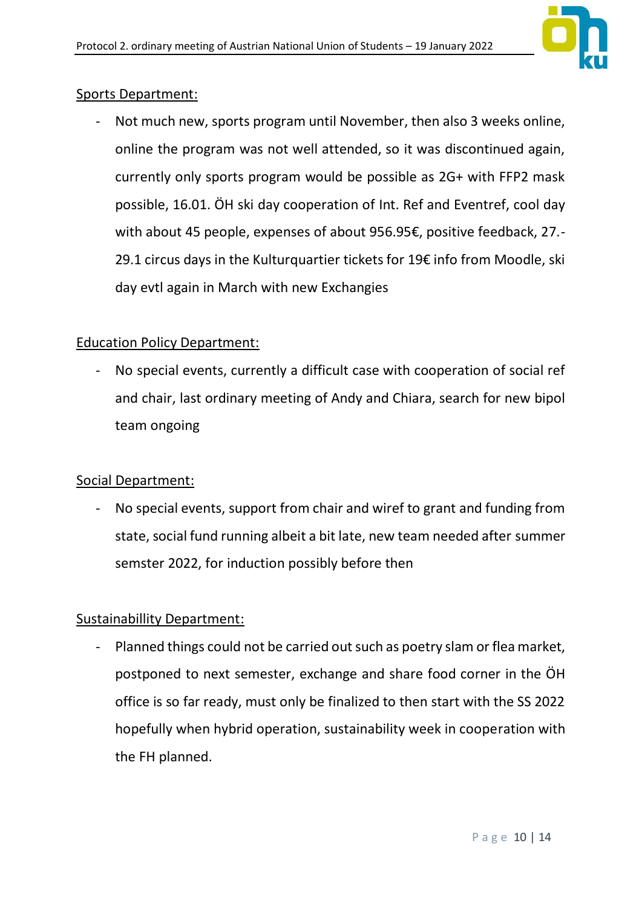Sports Department:

- Not much new, sports program until November, then also 3 weeks online, online the program was not well attended, so it was discontinued again, currently only sports program would be possible as 2G+ with FFP2 mask possible, 16.01. ÖH ski day cooperation of Int. Ref and Eventref, cool day with about 45 people, expenses of about 956.95€, positive feedback, 27.-29.1 circus days in the Kulturquartier tickets for 19€ info from Moodle, ski day evtl again in March with new Exchangies

Education Policy Department:

- No special events, currently a difficult case with cooperation of social ref and chair, last ordinary meeting of Andy and Chiara, search for new bipol team ongoing

Social Department:

- No special events, support from chair and wiref to grant and funding from state, social fund running albeit a bit late, new team needed after summer semster 2022, for induction possibly before then

Sustainabillity Department:

- Planned things could not be carried out such as poetry slam or flea market, postponed to next semester, exchange and share food corner in the ÖH office is so far ready, must only be finalized to then start with the SS 2022 hopefully when hybrid operation, sustainability week in cooperation with the FH planned.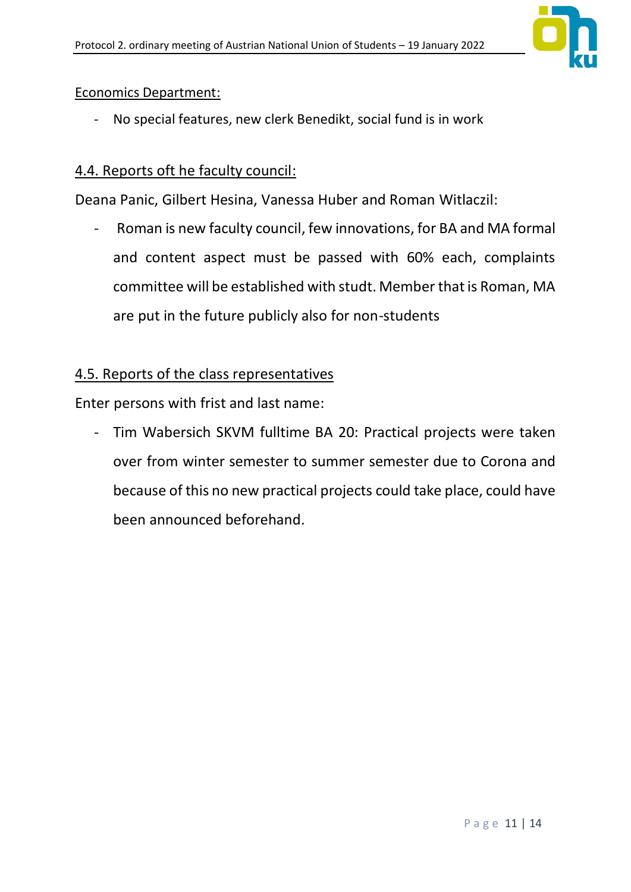Economics Department:

- No special features, new clerk Benedikt, social fund is in work

4.4. Reports oft he faculty council:

Deana Panic, Gilbert Hesina, Vanessa Huber and Roman Witlaczil:

- Roman is new faculty council, few innovations, for BA and MA formal and content aspect must be passed with 60% each, complaints committee will be established with studt. Member that is Roman, MA are put in the future publicly also for non-students

4.5. Reports of the class representatives

Enter persons with frist and last name:

- Tim Wabersich SKVM fulltime BA 20: Practical projects were taken over from winter semester to summer semester due to Corona and because of this no new practical projects could take place, could have been announced beforehand.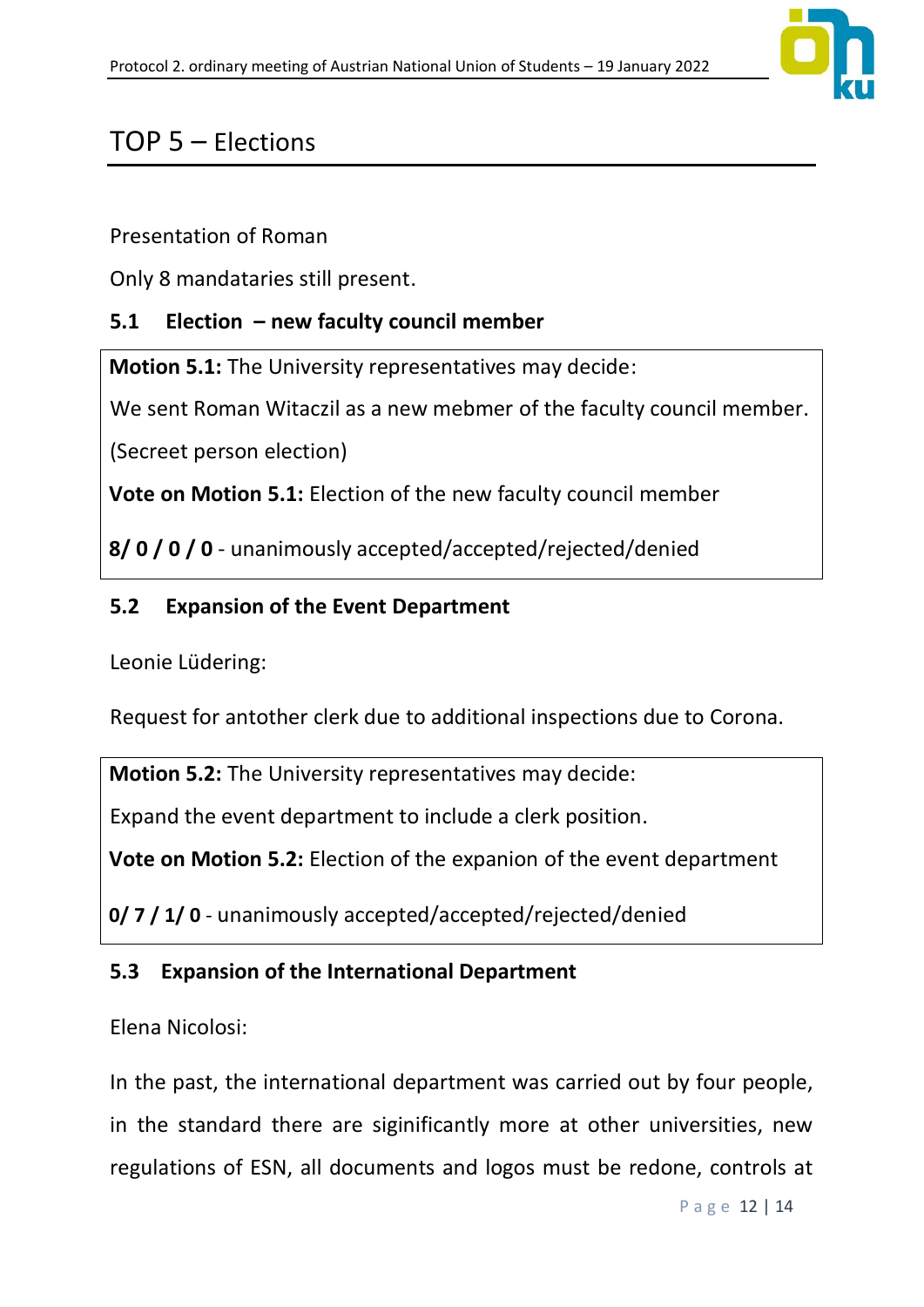# TOP 5 – Elections

Presentation of Roman

Only 8 mandataries still present.

### 5.1 Election – new faculty council member

**Motion 5.1:** The University representatives may decide:

We sent Roman Witaczil as a new mebmer of the faculty council member.

(Secreet person election)

**Vote on Motion 5.1:** Election of the new faculty council member

**8/ 0 / 0 / 0** - unanimously accepted/accepted/rejected/denied

### 5.2 Expansion of the Event Department

Leonie Lüdering:

Request for antother clerk due to additional inspections due to Corona.

**Motion 5.2:** The University representatives may decide:

Expand the event department to include a clerk position.

**Vote on Motion 5.2:** Election of the expanion of the event department

**0/ 7 / 1/ 0** - unanimously accepted/accepted/rejected/denied

### 5.3 Expansion of the International Department

Elena Nicolosi:

In the past, the international department was carried out by four people, in the standard there are siginificantly more at other universities, new regulations of ESN, all documents and logos must be redone, controls at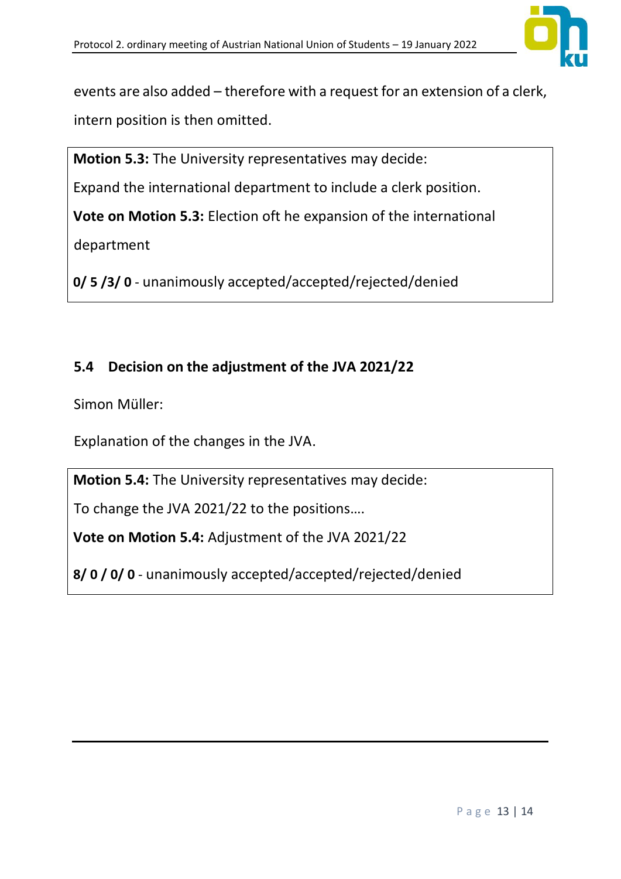events are also added – therefore with a request for an extension of a clerk, intern position is then omitted.

**Motion 5.3:** The University representatives may decide:

Expand the international department to include a clerk position.

**Vote on Motion 5.3:** Election oft he expansion of the international department

**0/ 5 /3/ 0** - unanimously accepted/accepted/rejected/denied

## 5.4 Decision on the adjustment of the JVA 2021/22

Simon Müller:

Explanation of the changes in the JVA.

**Motion 5.4:** The University representatives may decide:

To change the JVA 2021/22 to the positions….

**Vote on Motion 5.4:** Adjustment of the JVA 2021/22

**8/ 0 / 0/ 0** - unanimously accepted/accepted/rejected/denied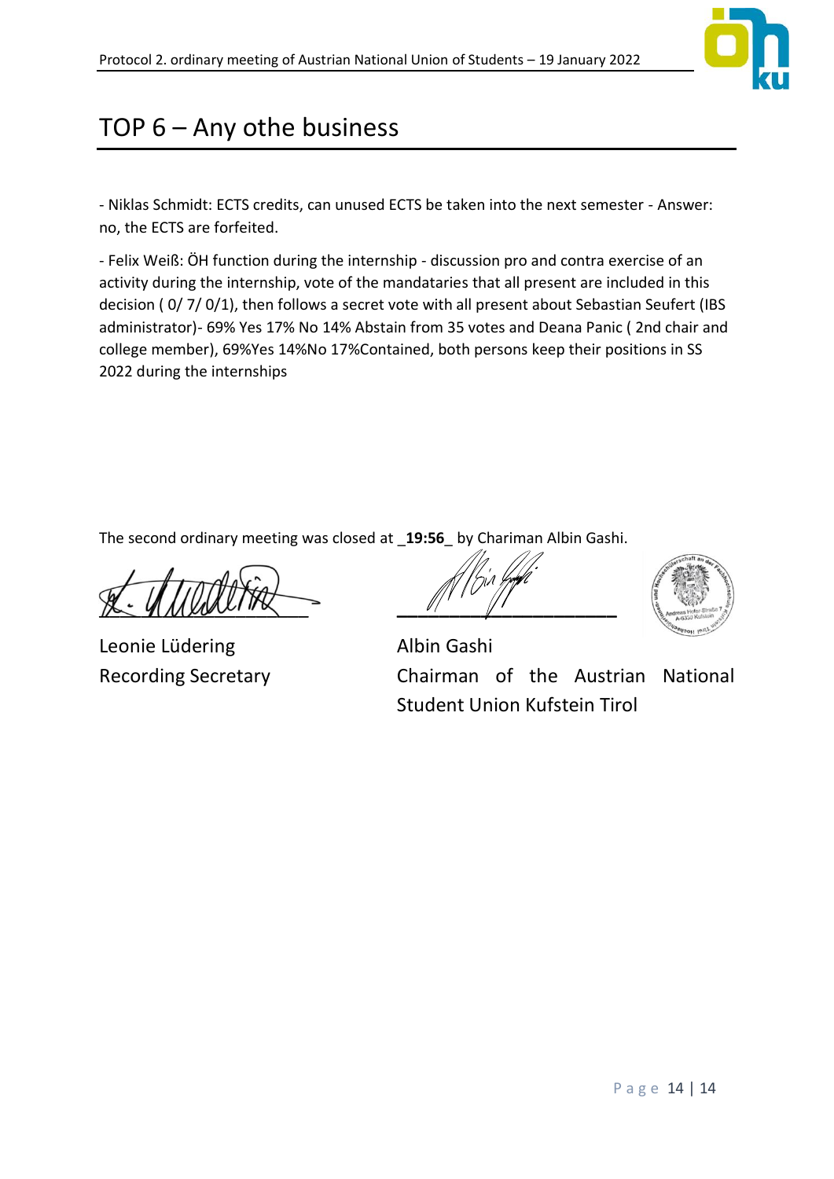# TOP 6 – Any othe business

- Niklas Schmidt: ECTS credits, can unused ECTS be taken into the next semester - Answer: no, the ECTS are forfeited.

- Felix Weiß: ÖH function during the internship - discussion pro and contra exercise of an activity during the internship, vote of the mandataries that all present are included in this decision ( 0/ 7/ 0/1), then follows a secret vote with all present about Sebastian Seufert (IBS administrator)- 69% Yes 17% No 14% Abstain from 35 votes and Deana Panic ( 2nd chair and college member), 69%Yes 14%No 17%Contained, both persons keep their positions in SS 2022 during the internships

The second ordinary meeting was closed at _**19:56**_ by Chariman Albin Gashi.

Leonie Lüdering
Recording Secretary

Albin Gashi
Chairman of the Austrian National Student Union Kufstein Tirol